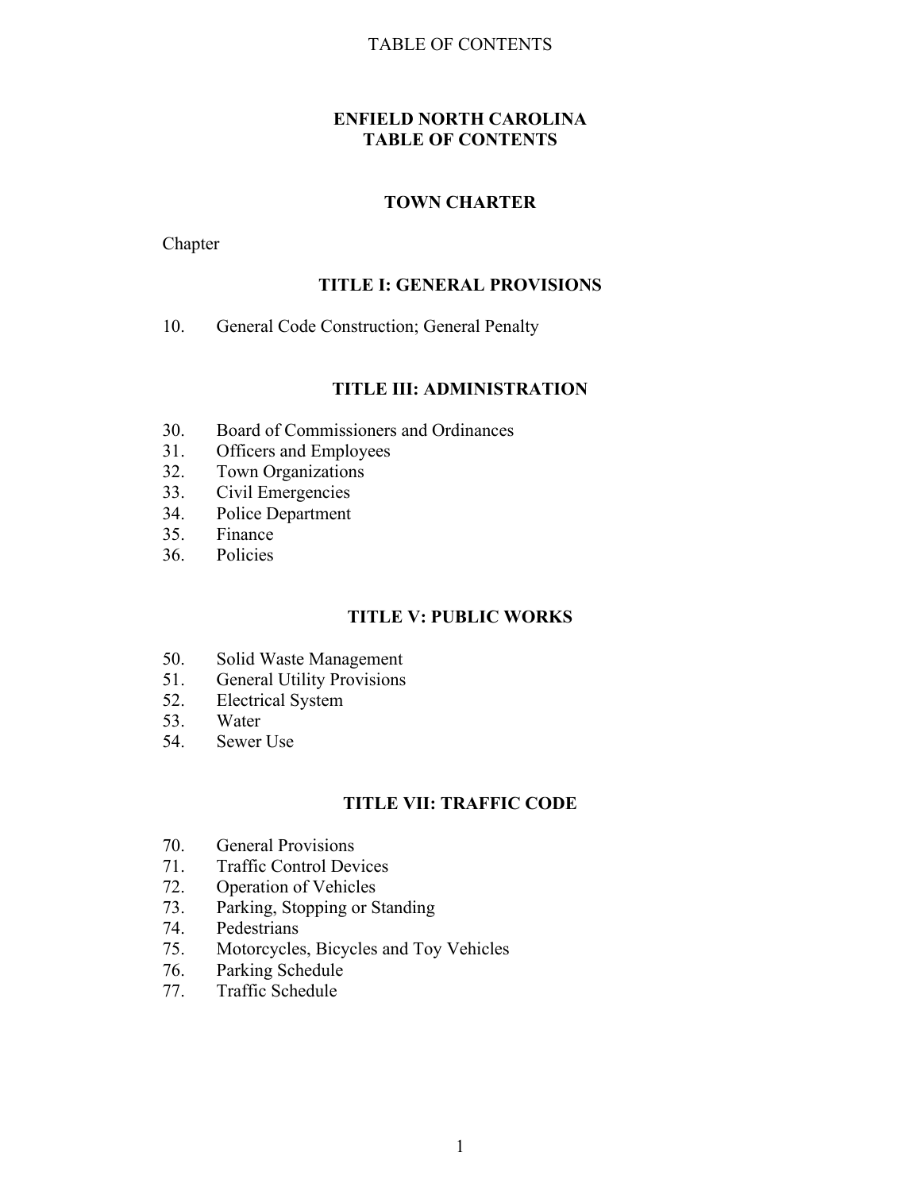# ENFIELD NORTH CAROLINA
# TABLE OF CONTENTS

## TOWN CHARTER

Chapter

## TITLE I: GENERAL PROVISIONS

10. General Code Construction; General Penalty

## TITLE III: ADMINISTRATION

30. Board of Commissioners and Ordinances
31. Officers and Employees
32. Town Organizations
33. Civil Emergencies
34. Police Department
35. Finance
36. Policies

## TITLE V: PUBLIC WORKS

50. Solid Waste Management
51. General Utility Provisions
52. Electrical System
53. Water
54. Sewer Use

## TITLE VII: TRAFFIC CODE

70. General Provisions
71. Traffic Control Devices
72. Operation of Vehicles
73. Parking, Stopping or Standing
74. Pedestrians
75. Motorcycles, Bicycles and Toy Vehicles
76. Parking Schedule
77. Traffic Schedule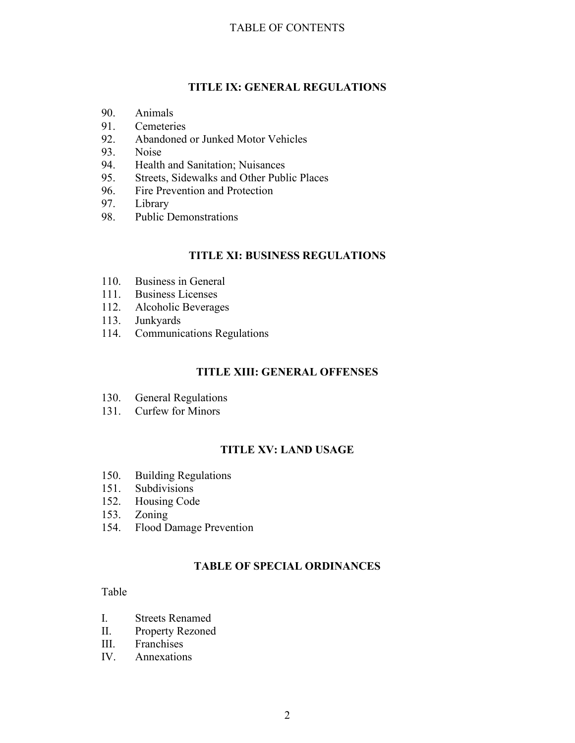# TABLE OF CONTENTS

## TITLE IX: GENERAL REGULATIONS

90. Animals
91. Cemeteries
92. Abandoned or Junked Motor Vehicles
93. Noise
94. Health and Sanitation; Nuisances
95. Streets, Sidewalks and Other Public Places
96. Fire Prevention and Protection
97. Library
98. Public Demonstrations

## TITLE XI: BUSINESS REGULATIONS

110. Business in General
111. Business Licenses
112. Alcoholic Beverages
113. Junkyards
114. Communications Regulations

## TITLE XIII: GENERAL OFFENSES

130. General Regulations
131. Curfew for Minors

## TITLE XV: LAND USAGE

150. Building Regulations
151. Subdivisions
152. Housing Code
153. Zoning
154. Flood Damage Prevention

## TABLE OF SPECIAL ORDINANCES

Table

I. Streets Renamed
II. Property Rezoned
III. Franchises
IV. Annexations